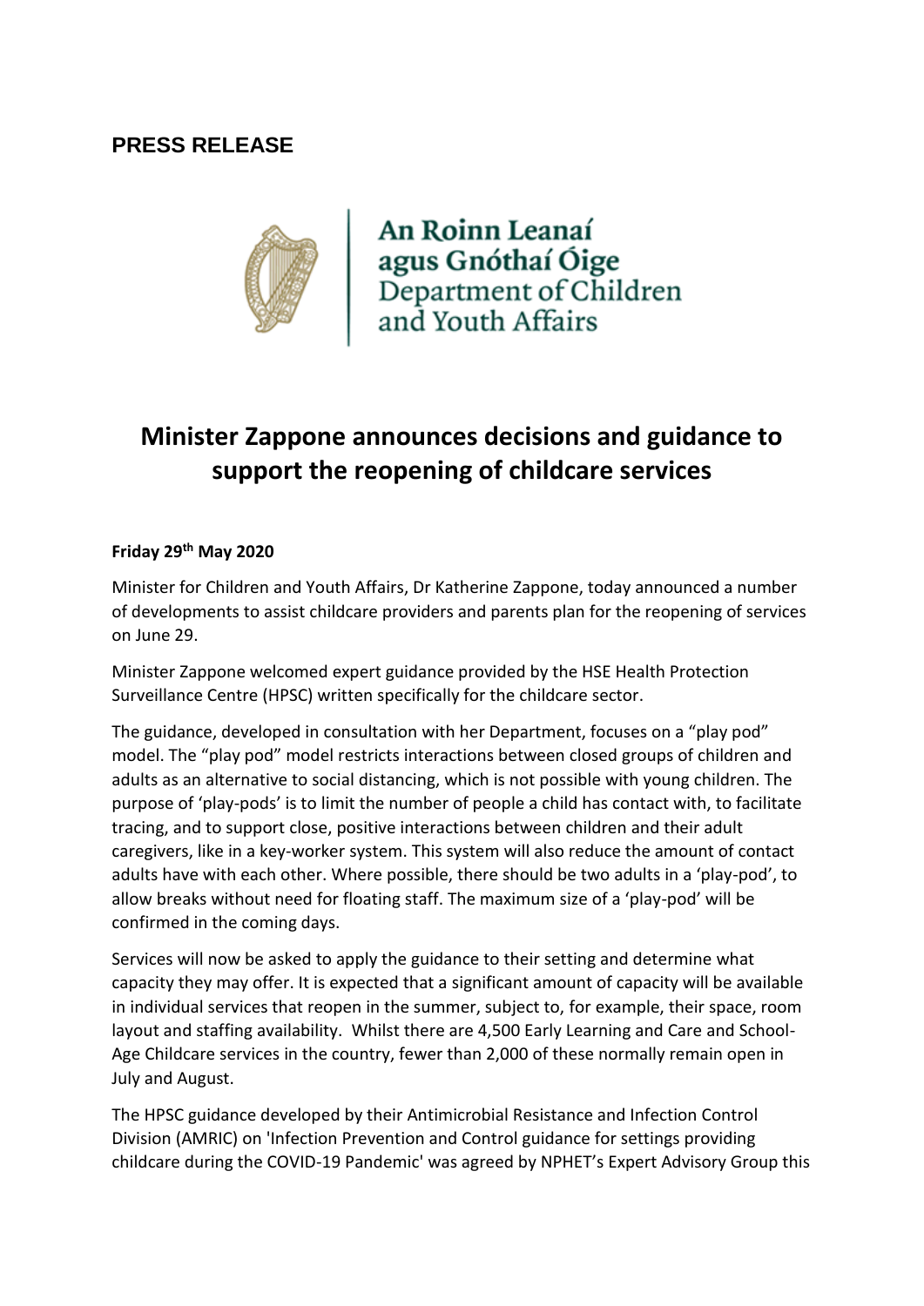**PRESS RELEASE**

An Roinn Leanaí
agus Gnóthaí Óige
Department of Children
and Youth Affairs

# Minister Zappone announces decisions and guidance to support the reopening of childcare services

**Friday 29th May 2020**

Minister for Children and Youth Affairs, Dr Katherine Zappone, today announced a number of developments to assist childcare providers and parents plan for the reopening of services on June 29.

Minister Zappone welcomed expert guidance provided by the HSE Health Protection Surveillance Centre (HPSC) written specifically for the childcare sector.

The guidance, developed in consultation with her Department, focuses on a "play pod" model. The "play pod" model restricts interactions between closed groups of children and adults as an alternative to social distancing, which is not possible with young children. The purpose of 'play-pods' is to limit the number of people a child has contact with, to facilitate tracing, and to support close, positive interactions between children and their adult caregivers, like in a key-worker system. This system will also reduce the amount of contact adults have with each other. Where possible, there should be two adults in a 'play-pod', to allow breaks without need for floating staff. The maximum size of a 'play-pod' will be confirmed in the coming days.

Services will now be asked to apply the guidance to their setting and determine what capacity they may offer. It is expected that a significant amount of capacity will be available in individual services that reopen in the summer, subject to, for example, their space, room layout and staffing availability. Whilst there are 4,500 Early Learning and Care and School-Age Childcare services in the country, fewer than 2,000 of these normally remain open in July and August.

The HPSC guidance developed by their Antimicrobial Resistance and Infection Control Division (AMRIC) on 'Infection Prevention and Control guidance for settings providing childcare during the COVID-19 Pandemic' was agreed by NPHET's Expert Advisory Group this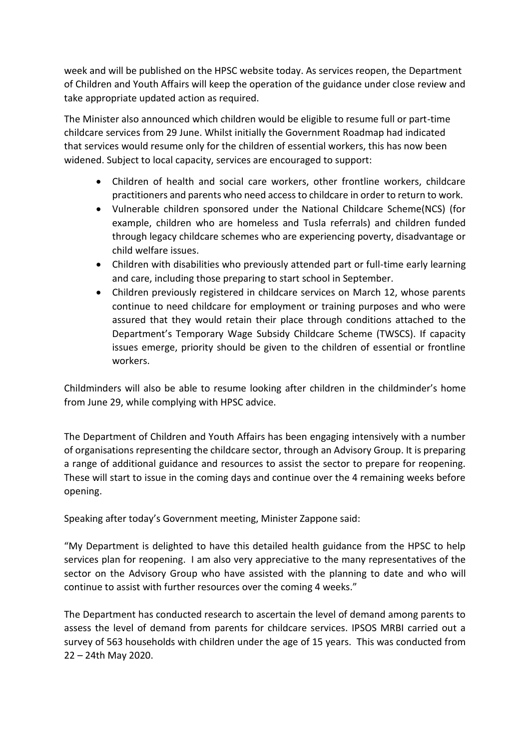week and will be published on the HPSC website today. As services reopen, the Department of Children and Youth Affairs will keep the operation of the guidance under close review and take appropriate updated action as required.

The Minister also announced which children would be eligible to resume full or part-time childcare services from 29 June. Whilst initially the Government Roadmap had indicated that services would resume only for the children of essential workers, this has now been widened. Subject to local capacity, services are encouraged to support:

- Children of health and social care workers, other frontline workers, childcare practitioners and parents who need access to childcare in order to return to work.
- Vulnerable children sponsored under the National Childcare Scheme(NCS) (for example, children who are homeless and Tusla referrals) and children funded through legacy childcare schemes who are experiencing poverty, disadvantage or child welfare issues.
- Children with disabilities who previously attended part or full-time early learning and care, including those preparing to start school in September.
- Children previously registered in childcare services on March 12, whose parents continue to need childcare for employment or training purposes and who were assured that they would retain their place through conditions attached to the Department's Temporary Wage Subsidy Childcare Scheme (TWSCS). If capacity issues emerge, priority should be given to the children of essential or frontline workers.

Childminders will also be able to resume looking after children in the childminder's home from June 29, while complying with HPSC advice.

The Department of Children and Youth Affairs has been engaging intensively with a number of organisations representing the childcare sector, through an Advisory Group. It is preparing a range of additional guidance and resources to assist the sector to prepare for reopening. These will start to issue in the coming days and continue over the 4 remaining weeks before opening.

Speaking after today's Government meeting, Minister Zappone said:

"My Department is delighted to have this detailed health guidance from the HPSC to help services plan for reopening. I am also very appreciative to the many representatives of the sector on the Advisory Group who have assisted with the planning to date and who will continue to assist with further resources over the coming 4 weeks."

The Department has conducted research to ascertain the level of demand among parents to assess the level of demand from parents for childcare services. IPSOS MRBI carried out a survey of 563 households with children under the age of 15 years. This was conducted from 22 – 24th May 2020.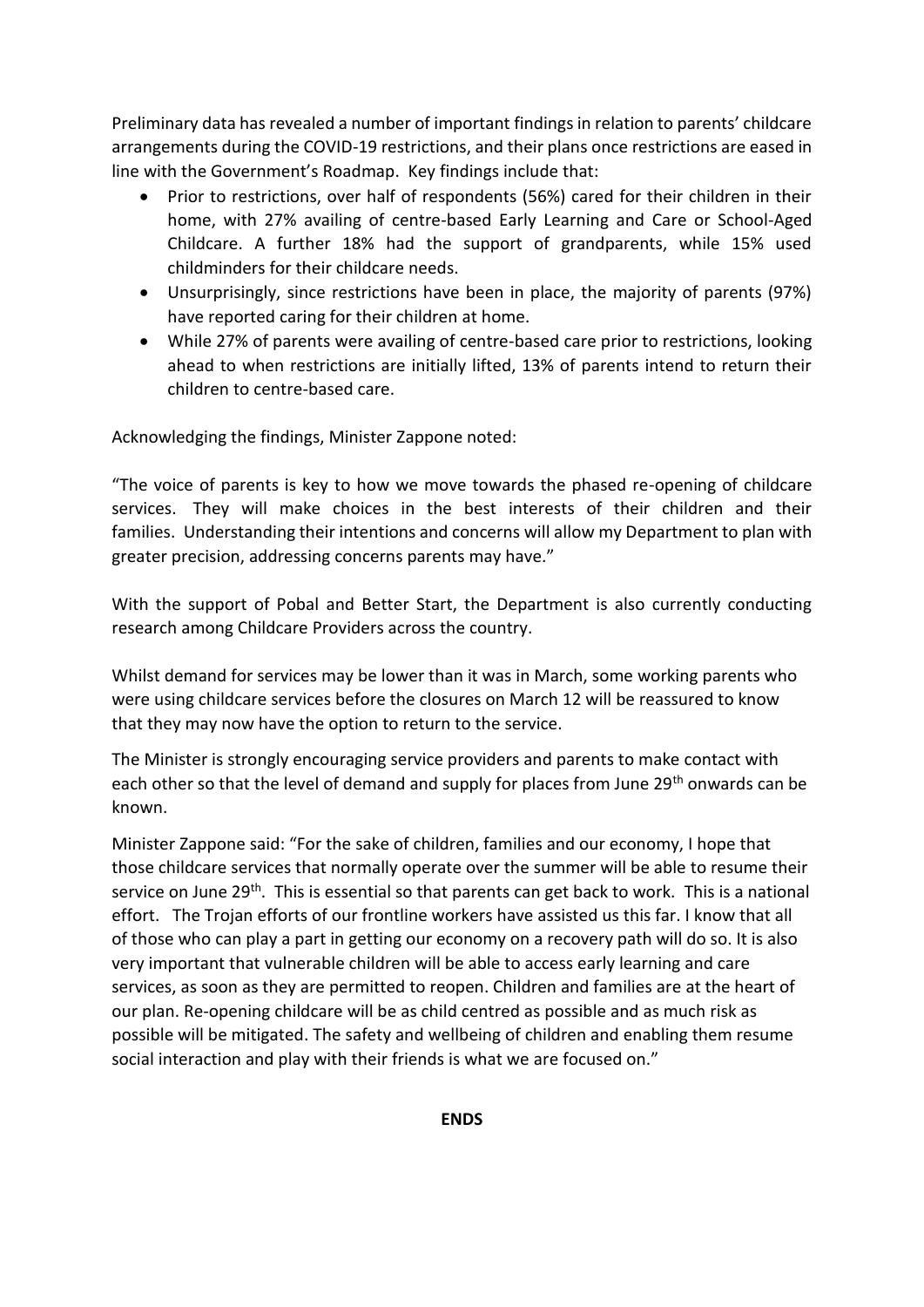Preliminary data has revealed a number of important findings in relation to parents' childcare arrangements during the COVID-19 restrictions, and their plans once restrictions are eased in line with the Government's Roadmap. Key findings include that:

- Prior to restrictions, over half of respondents (56%) cared for their children in their home, with 27% availing of centre-based Early Learning and Care or School-Aged Childcare. A further 18% had the support of grandparents, while 15% used childminders for their childcare needs.
- Unsurprisingly, since restrictions have been in place, the majority of parents (97%) have reported caring for their children at home.
- While 27% of parents were availing of centre-based care prior to restrictions, looking ahead to when restrictions are initially lifted, 13% of parents intend to return their children to centre-based care.

Acknowledging the findings, Minister Zappone noted:

"The voice of parents is key to how we move towards the phased re-opening of childcare services. They will make choices in the best interests of their children and their families. Understanding their intentions and concerns will allow my Department to plan with greater precision, addressing concerns parents may have."

With the support of Pobal and Better Start, the Department is also currently conducting research among Childcare Providers across the country.

Whilst demand for services may be lower than it was in March, some working parents who were using childcare services before the closures on March 12 will be reassured to know that they may now have the option to return to the service.

The Minister is strongly encouraging service providers and parents to make contact with each other so that the level of demand and supply for places from June 29th onwards can be known.

Minister Zappone said: "For the sake of children, families and our economy, I hope that those childcare services that normally operate over the summer will be able to resume their service on June 29th. This is essential so that parents can get back to work. This is a national effort. The Trojan efforts of our frontline workers have assisted us this far. I know that all of those who can play a part in getting our economy on a recovery path will do so. It is also very important that vulnerable children will be able to access early learning and care services, as soon as they are permitted to reopen. Children and families are at the heart of our plan. Re-opening childcare will be as child centred as possible and as much risk as possible will be mitigated. The safety and wellbeing of children and enabling them resume social interaction and play with their friends is what we are focused on."

**ENDS**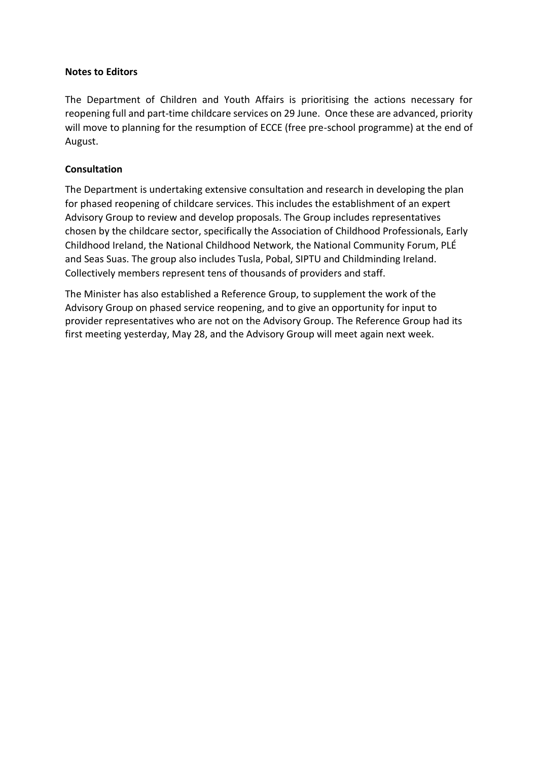**Notes to Editors**

The Department of Children and Youth Affairs is prioritising the actions necessary for reopening full and part-time childcare services on 29 June. Once these are advanced, priority will move to planning for the resumption of ECCE (free pre-school programme) at the end of August.

**Consultation**

The Department is undertaking extensive consultation and research in developing the plan for phased reopening of childcare services. This includes the establishment of an expert Advisory Group to review and develop proposals. The Group includes representatives chosen by the childcare sector, specifically the Association of Childhood Professionals, Early Childhood Ireland, the National Childhood Network, the National Community Forum, PLÉ and Seas Suas. The group also includes Tusla, Pobal, SIPTU and Childminding Ireland. Collectively members represent tens of thousands of providers and staff.

The Minister has also established a Reference Group, to supplement the work of the Advisory Group on phased service reopening, and to give an opportunity for input to provider representatives who are not on the Advisory Group. The Reference Group had its first meeting yesterday, May 28, and the Advisory Group will meet again next week.